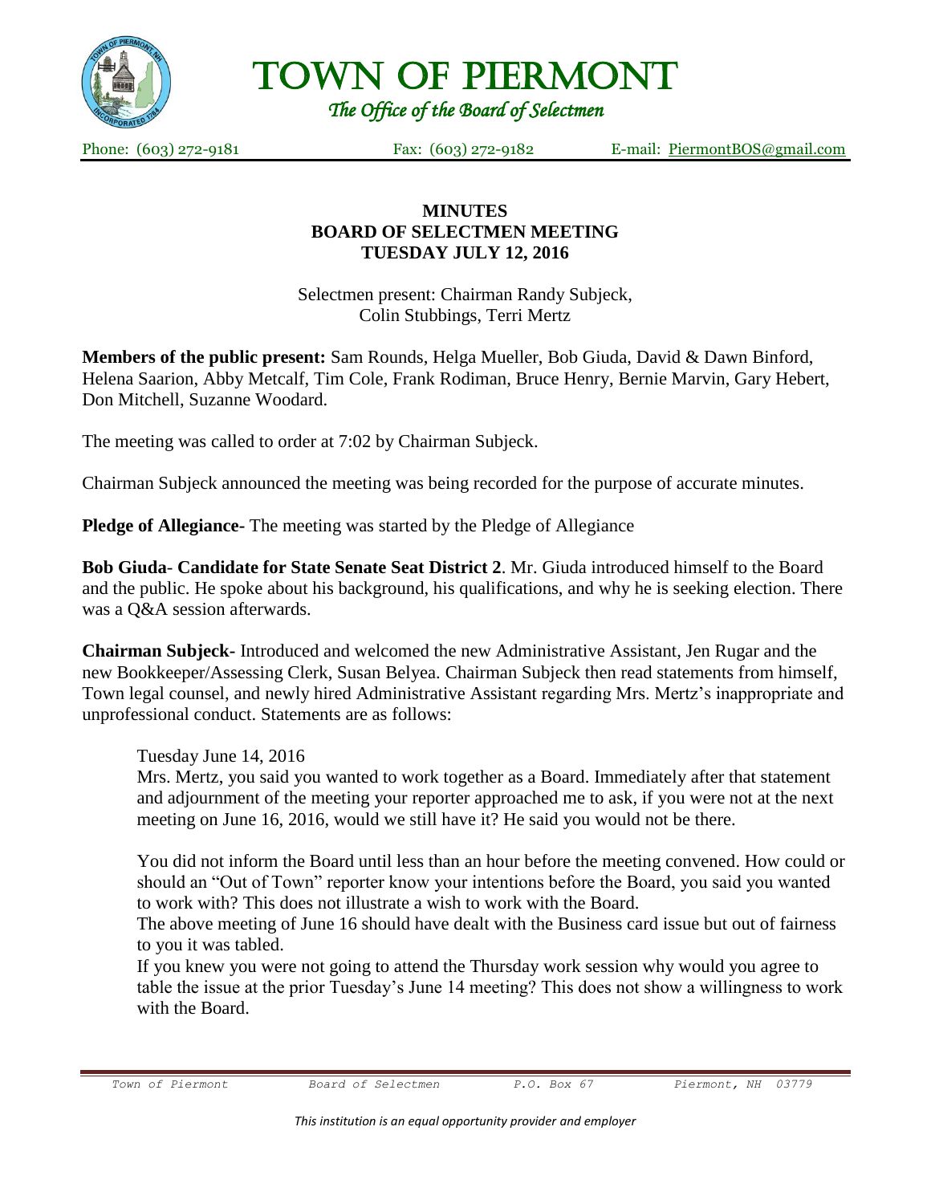# TOWN OF PIERMONT

*The Office of the Board of Selectmen*

Phone: (603) 272-9181 Fax: (603) 272-9182 E-mail: PiermontBOS@gmail.com

**MINUTES**
**BOARD OF SELECTMEN MEETING**
**TUESDAY JULY 12, 2016**

Selectmen present: Chairman Randy Subjeck, Colin Stubbings, Terri Mertz

**Members of the public present:** Sam Rounds, Helga Mueller, Bob Giuda, David & Dawn Binford, Helena Saarion, Abby Metcalf, Tim Cole, Frank Rodiman, Bruce Henry, Bernie Marvin, Gary Hebert, Don Mitchell, Suzanne Woodard.

The meeting was called to order at 7:02 by Chairman Subjeck.

Chairman Subjeck announced the meeting was being recorded for the purpose of accurate minutes.

**Pledge of Allegiance-** The meeting was started by the Pledge of Allegiance

**Bob Giuda- Candidate for State Senate Seat District 2**. Mr. Giuda introduced himself to the Board and the public. He spoke about his background, his qualifications, and why he is seeking election. There was a Q&A session afterwards.

**Chairman Subjeck-** Introduced and welcomed the new Administrative Assistant, Jen Rugar and the new Bookkeeper/Assessing Clerk, Susan Belyea. Chairman Subjeck then read statements from himself, Town legal counsel, and newly hired Administrative Assistant regarding Mrs. Mertz's inappropriate and unprofessional conduct. Statements are as follows:

> Tuesday June 14, 2016
>
> Mrs. Mertz, you said you wanted to work together as a Board. Immediately after that statement and adjournment of the meeting your reporter approached me to ask, if you were not at the next meeting on June 16, 2016, would we still have it? He said you would not be there.
>
> You did not inform the Board until less than an hour before the meeting convened. How could or should an "Out of Town" reporter know your intentions before the Board, you said you wanted to work with? This does not illustrate a wish to work with the Board.
>
> The above meeting of June 16 should have dealt with the Business card issue but out of fairness to you it was tabled.
>
> If you knew you were not going to attend the Thursday work session why would you agree to table the issue at the prior Tuesday's June 14 meeting? This does not show a willingness to work with the Board.

*This institution is an equal opportunity provider and employer*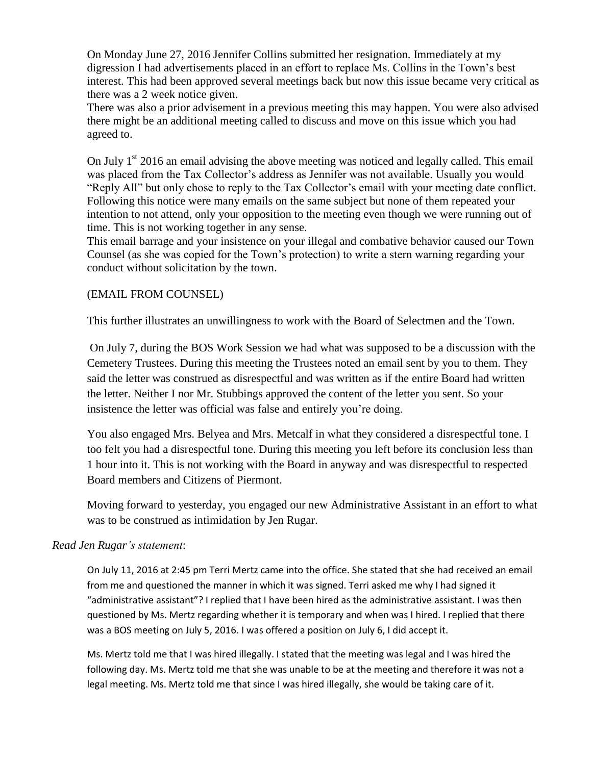On Monday June 27, 2016 Jennifer Collins submitted her resignation. Immediately at my digression I had advertisements placed in an effort to replace Ms. Collins in the Town's best interest. This had been approved several meetings back but now this issue became very critical as there was a 2 week notice given.
There was also a prior advisement in a previous meeting this may happen. You were also advised there might be an additional meeting called to discuss and move on this issue which you had agreed to.

On July 1st 2016 an email advising the above meeting was noticed and legally called. This email was placed from the Tax Collector's address as Jennifer was not available. Usually you would "Reply All" but only chose to reply to the Tax Collector's email with your meeting date conflict. Following this notice were many emails on the same subject but none of them repeated your intention to not attend, only your opposition to the meeting even though we were running out of time. This is not working together in any sense.
This email barrage and your insistence on your illegal and combative behavior caused our Town Counsel (as she was copied for the Town's protection) to write a stern warning regarding your conduct without solicitation by the town.

(EMAIL FROM COUNSEL)

This further illustrates an unwillingness to work with the Board of Selectmen and the Town.

On July 7, during the BOS Work Session we had what was supposed to be a discussion with the Cemetery Trustees. During this meeting the Trustees noted an email sent by you to them. They said the letter was construed as disrespectful and was written as if the entire Board had written the letter. Neither I nor Mr. Stubbings approved the content of the letter you sent. So your insistence the letter was official was false and entirely you're doing.

You also engaged Mrs. Belyea and Mrs. Metcalf in what they considered a disrespectful tone. I too felt you had a disrespectful tone. During this meeting you left before its conclusion less than 1 hour into it. This is not working with the Board in anyway and was disrespectful to respected Board members and Citizens of Piermont.

Moving forward to yesterday, you engaged our new Administrative Assistant in an effort to what was to be construed as intimidation by Jen Rugar.

*Read Jen Rugar's statement*:

On July 11, 2016 at 2:45 pm Terri Mertz came into the office. She stated that she had received an email from me and questioned the manner in which it was signed. Terri asked me why I had signed it "administrative assistant"? I replied that I have been hired as the administrative assistant. I was then questioned by Ms. Mertz regarding whether it is temporary and when was I hired. I replied that there was a BOS meeting on July 5, 2016. I was offered a position on July 6, I did accept it.

Ms. Mertz told me that I was hired illegally. I stated that the meeting was legal and I was hired the following day. Ms. Mertz told me that she was unable to be at the meeting and therefore it was not a legal meeting. Ms. Mertz told me that since I was hired illegally, she would be taking care of it.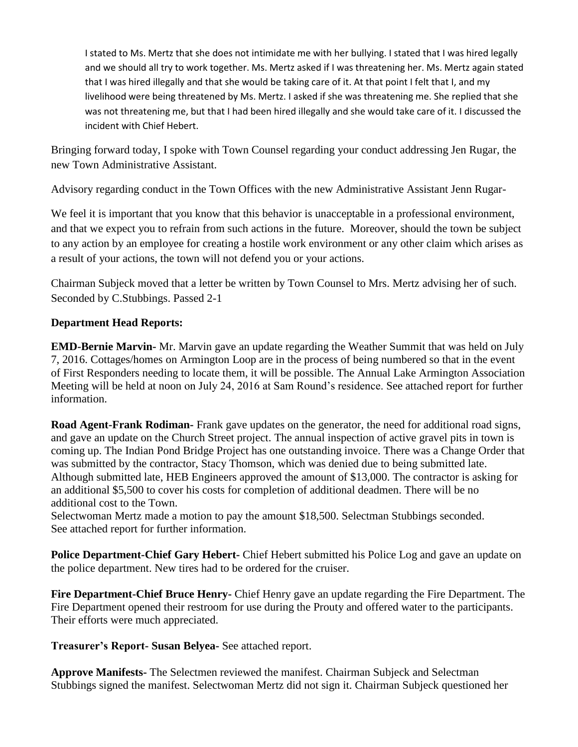> I stated to Ms. Mertz that she does not intimidate me with her bullying. I stated that I was hired legally and we should all try to work together. Ms. Mertz asked if I was threatening her. Ms. Mertz again stated that I was hired illegally and that she would be taking care of it. At that point I felt that I, and my livelihood were being threatened by Ms. Mertz. I asked if she was threatening me. She replied that she was not threatening me, but that I had been hired illegally and she would take care of it. I discussed the incident with Chief Hebert.

Bringing forward today, I spoke with Town Counsel regarding your conduct addressing Jen Rugar, the new Town Administrative Assistant.

Advisory regarding conduct in the Town Offices with the new Administrative Assistant Jenn Rugar-

We feel it is important that you know that this behavior is unacceptable in a professional environment, and that we expect you to refrain from such actions in the future. Moreover, should the town be subject to any action by an employee for creating a hostile work environment or any other claim which arises as a result of your actions, the town will not defend you or your actions.

Chairman Subjeck moved that a letter be written by Town Counsel to Mrs. Mertz advising her of such. Seconded by C.Stubbings. Passed 2-1

**Department Head Reports:**

**EMD-Bernie Marvin-** Mr. Marvin gave an update regarding the Weather Summit that was held on July 7, 2016. Cottages/homes on Armington Loop are in the process of being numbered so that in the event of First Responders needing to locate them, it will be possible. The Annual Lake Armington Association Meeting will be held at noon on July 24, 2016 at Sam Round's residence. See attached report for further information.

**Road Agent-Frank Rodiman-** Frank gave updates on the generator, the need for additional road signs, and gave an update on the Church Street project. The annual inspection of active gravel pits in town is coming up. The Indian Pond Bridge Project has one outstanding invoice. There was a Change Order that was submitted by the contractor, Stacy Thomson, which was denied due to being submitted late. Although submitted late, HEB Engineers approved the amount of $13,000. The contractor is asking for an additional $5,500 to cover his costs for completion of additional deadmen. There will be no additional cost to the Town.
Selectwoman Mertz made a motion to pay the amount $18,500. Selectman Stubbings seconded.
See attached report for further information.

**Police Department-Chief Gary Hebert-** Chief Hebert submitted his Police Log and gave an update on the police department. New tires had to be ordered for the cruiser.

**Fire Department-Chief Bruce Henry-** Chief Henry gave an update regarding the Fire Department. The Fire Department opened their restroom for use during the Prouty and offered water to the participants. Their efforts were much appreciated.

**Treasurer's Report- Susan Belyea-** See attached report.

**Approve Manifests-** The Selectmen reviewed the manifest. Chairman Subjeck and Selectman Stubbings signed the manifest. Selectwoman Mertz did not sign it. Chairman Subjeck questioned her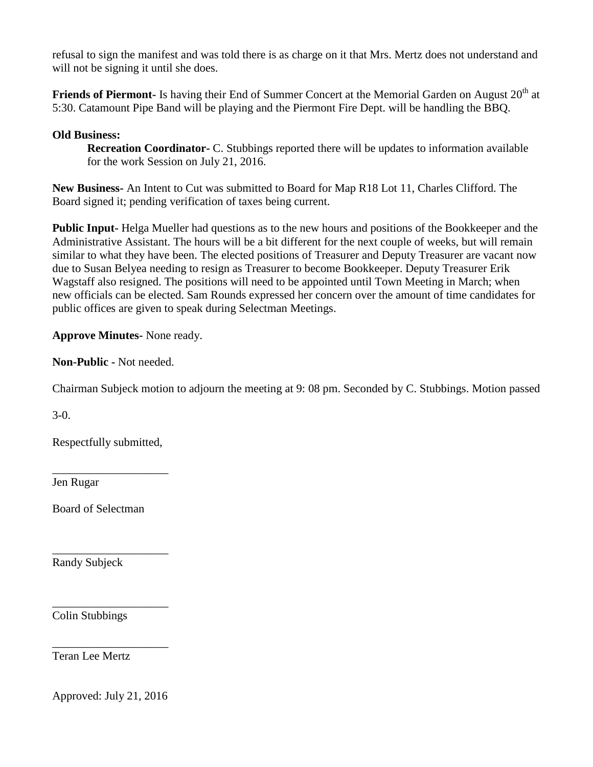refusal to sign the manifest and was told there is as charge on it that Mrs. Mertz does not understand and will not be signing it until she does.

**Friends of Piermont-** Is having their End of Summer Concert at the Memorial Garden on August 20th at 5:30. Catamount Pipe Band will be playing and the Piermont Fire Dept. will be handling the BBQ.

**Old Business:**

> **Recreation Coordinator-** C. Stubbings reported there will be updates to information available for the work Session on July 21, 2016.

**New Business-** An Intent to Cut was submitted to Board for Map R18 Lot 11, Charles Clifford. The Board signed it; pending verification of taxes being current.

**Public Input-** Helga Mueller had questions as to the new hours and positions of the Bookkeeper and the Administrative Assistant. The hours will be a bit different for the next couple of weeks, but will remain similar to what they have been. The elected positions of Treasurer and Deputy Treasurer are vacant now due to Susan Belyea needing to resign as Treasurer to become Bookkeeper. Deputy Treasurer Erik Wagstaff also resigned. The positions will need to be appointed until Town Meeting in March; when new officials can be elected. Sam Rounds expressed her concern over the amount of time candidates for public offices are given to speak during Selectman Meetings.

**Approve Minutes-** None ready.

**Non-Public -** Not needed.

Chairman Subjeck motion to adjourn the meeting at 9: 08 pm. Seconded by C. Stubbings. Motion passed

3-0.

Respectfully submitted,

\_\_\_\_\_\_\_\_\_\_\_\_\_\_\_\_\_\_\_\_

Jen Rugar

Board of Selectman

\_\_\_\_\_\_\_\_\_\_\_\_\_\_\_\_\_\_\_\_

Randy Subjeck

\_\_\_\_\_\_\_\_\_\_\_\_\_\_\_\_\_\_\_\_

Colin Stubbings

\_\_\_\_\_\_\_\_\_\_\_\_\_\_\_\_\_\_\_\_

Teran Lee Mertz

Approved: July 21, 2016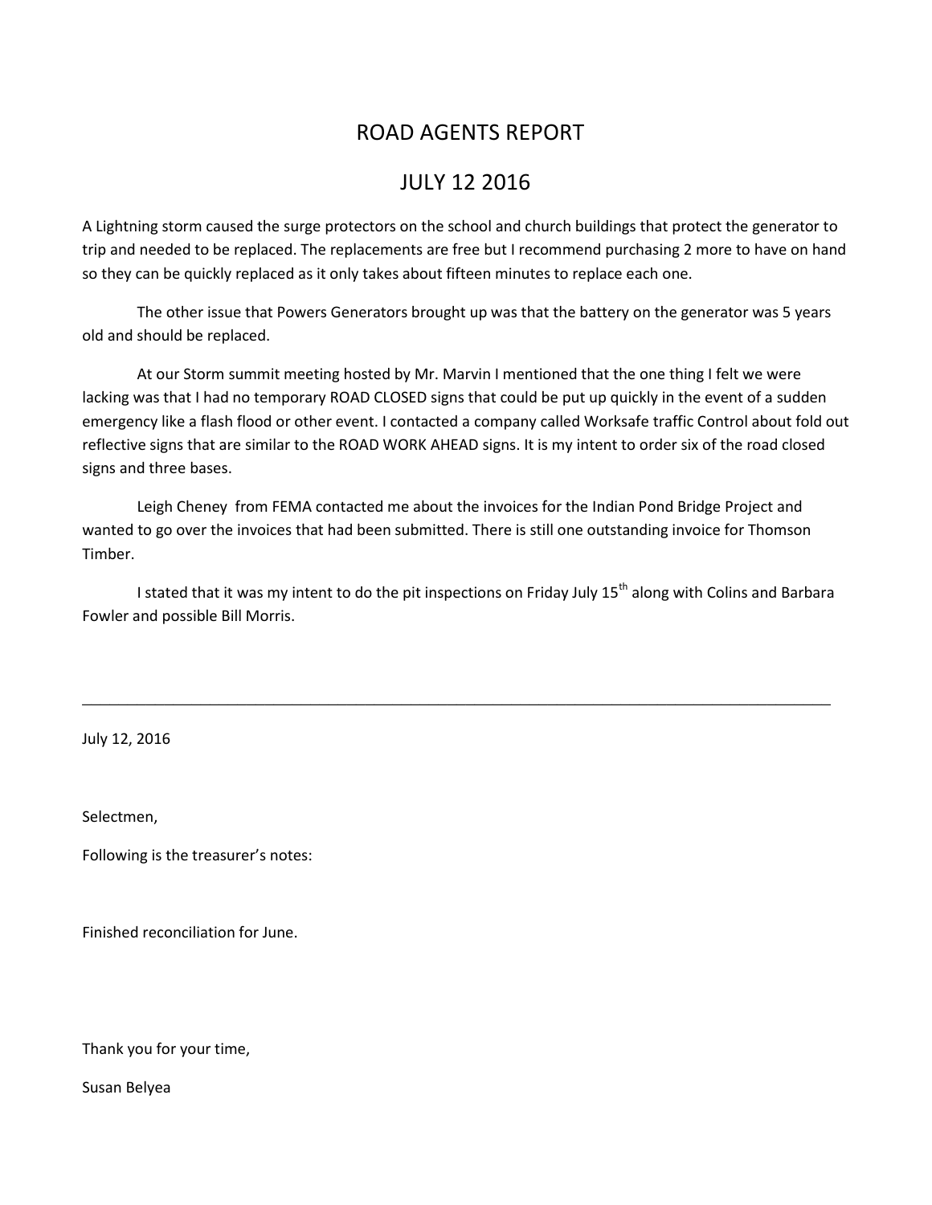# ROAD AGENTS REPORT

# JULY 12 2016

A Lightning storm caused the surge protectors on the school and church buildings that protect the generator to trip and needed to be replaced. The replacements are free but I recommend purchasing 2 more to have on hand so they can be quickly replaced as it only takes about fifteen minutes to replace each one.

The other issue that Powers Generators brought up was that the battery on the generator was 5 years old and should be replaced.

At our Storm summit meeting hosted by Mr. Marvin I mentioned that the one thing I felt we were lacking was that I had no temporary ROAD CLOSED signs that could be put up quickly in the event of a sudden emergency like a flash flood or other event. I contacted a company called Worksafe traffic Control about fold out reflective signs that are similar to the ROAD WORK AHEAD signs. It is my intent to order six of the road closed signs and three bases.

Leigh Cheney from FEMA contacted me about the invoices for the Indian Pond Bridge Project and wanted to go over the invoices that had been submitted. There is still one outstanding invoice for Thomson Timber.

I stated that it was my intent to do the pit inspections on Friday July 15th along with Colins and Barbara Fowler and possible Bill Morris.

---

July 12, 2016

Selectmen,

Following is the treasurer's notes:

Finished reconciliation for June.

Thank you for your time,

Susan Belyea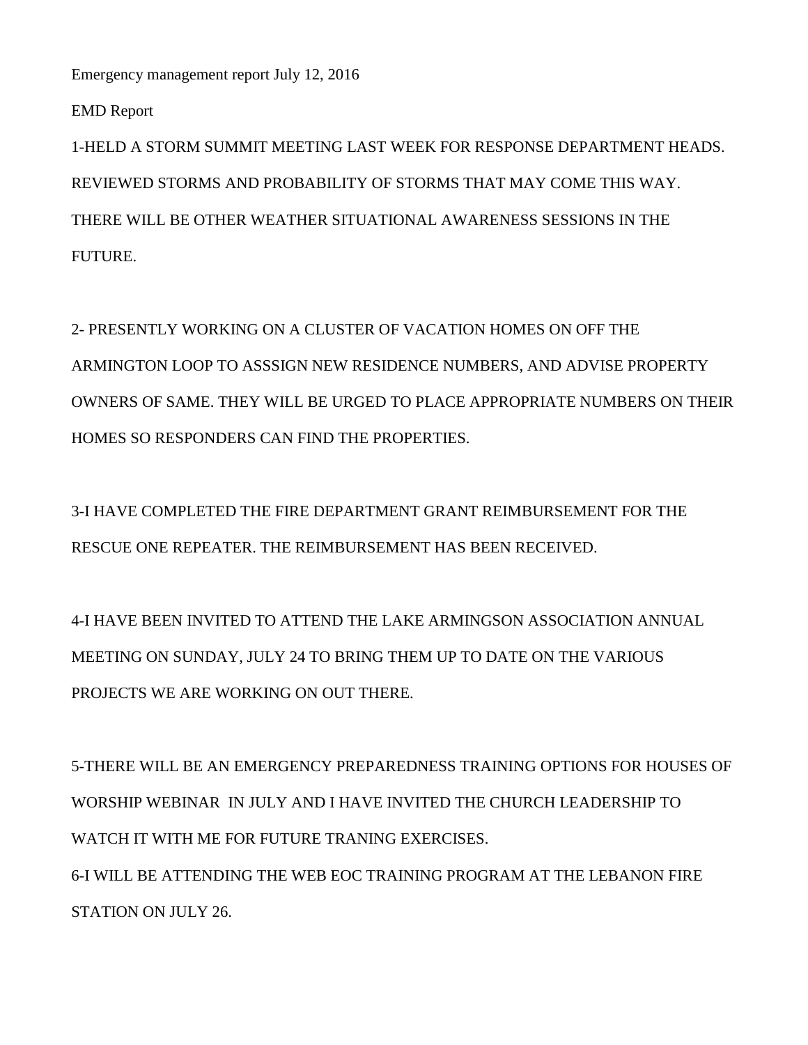Emergency management report July 12, 2016

EMD Report

1-HELD A STORM SUMMIT MEETING LAST WEEK FOR RESPONSE DEPARTMENT HEADS. REVIEWED STORMS AND PROBABILITY OF STORMS THAT MAY COME THIS WAY. THERE WILL BE OTHER WEATHER SITUATIONAL AWARENESS SESSIONS IN THE FUTURE.

2- PRESENTLY WORKING ON A CLUSTER OF VACATION HOMES ON OFF THE ARMINGTON LOOP TO ASSSIGN NEW RESIDENCE NUMBERS, AND ADVISE PROPERTY OWNERS OF SAME. THEY WILL BE URGED TO PLACE APPROPRIATE NUMBERS ON THEIR HOMES SO RESPONDERS CAN FIND THE PROPERTIES.

3-I HAVE COMPLETED THE FIRE DEPARTMENT GRANT REIMBURSEMENT FOR THE RESCUE ONE REPEATER. THE REIMBURSEMENT HAS BEEN RECEIVED.

4-I HAVE BEEN INVITED TO ATTEND THE LAKE ARMINGSON ASSOCIATION ANNUAL MEETING ON SUNDAY, JULY 24 TO BRING THEM UP TO DATE ON THE VARIOUS PROJECTS WE ARE WORKING ON OUT THERE.

5-THERE WILL BE AN EMERGENCY PREPAREDNESS TRAINING OPTIONS FOR HOUSES OF WORSHIP WEBINAR IN JULY AND I HAVE INVITED THE CHURCH LEADERSHIP TO WATCH IT WITH ME FOR FUTURE TRANING EXERCISES.

6-I WILL BE ATTENDING THE WEB EOC TRAINING PROGRAM AT THE LEBANON FIRE STATION ON JULY 26.